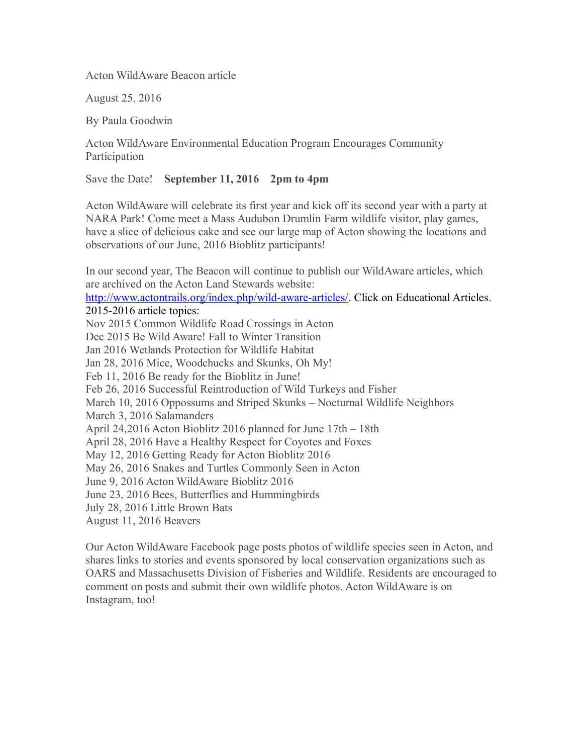Acton WildAware Beacon article

August 25, 2016

By Paula Goodwin

Acton WildAware Environmental Education Program Encourages Community Participation

Save the Date! **September 11, 2016 2pm to 4pm**

Acton WildAware will celebrate its first year and kick off its second year with a party at NARA Park! Come meet a Mass Audubon Drumlin Farm wildlife visitor, play games, have a slice of delicious cake and see our large map of Acton showing the locations and observations of our June, 2016 Bioblitz participants!

In our second year, The Beacon will continue to publish our WildAware articles, which are archived on the Acton Land Stewards website: [http://www.actontrails.org/index.php/wild-aware-articles/](http://www.actontrails.org/index.php/wild-aware-articles/). Click on Educational Articles.

2015-2016 article topics:
Nov 2015 Common Wildlife Road Crossings in Acton
Dec 2015 Be Wild Aware! Fall to Winter Transition
Jan 2016 Wetlands Protection for Wildlife Habitat
Jan 28, 2016 Mice, Woodchucks and Skunks, Oh My!
Feb 11, 2016 Be ready for the Bioblitz in June!
Feb 26, 2016 Successful Reintroduction of Wild Turkeys and Fisher
March 10, 2016 Oppossums and Striped Skunks – Nocturnal Wildlife Neighbors
March 3, 2016 Salamanders
April 24,2016 Acton Bioblitz 2016 planned for June 17th – 18th
April 28, 2016 Have a Healthy Respect for Coyotes and Foxes
May 12, 2016 Getting Ready for Acton Bioblitz 2016
May 26, 2016 Snakes and Turtles Commonly Seen in Acton
June 9, 2016 Acton WildAware Bioblitz 2016
June 23, 2016 Bees, Butterflies and Hummingbirds
July 28, 2016 Little Brown Bats
August 11, 2016 Beavers

Our Acton WildAware Facebook page posts photos of wildlife species seen in Acton, and shares links to stories and events sponsored by local conservation organizations such as OARS and Massachusetts Division of Fisheries and Wildlife. Residents are encouraged to comment on posts and submit their own wildlife photos. Acton WildAware is on Instagram, too!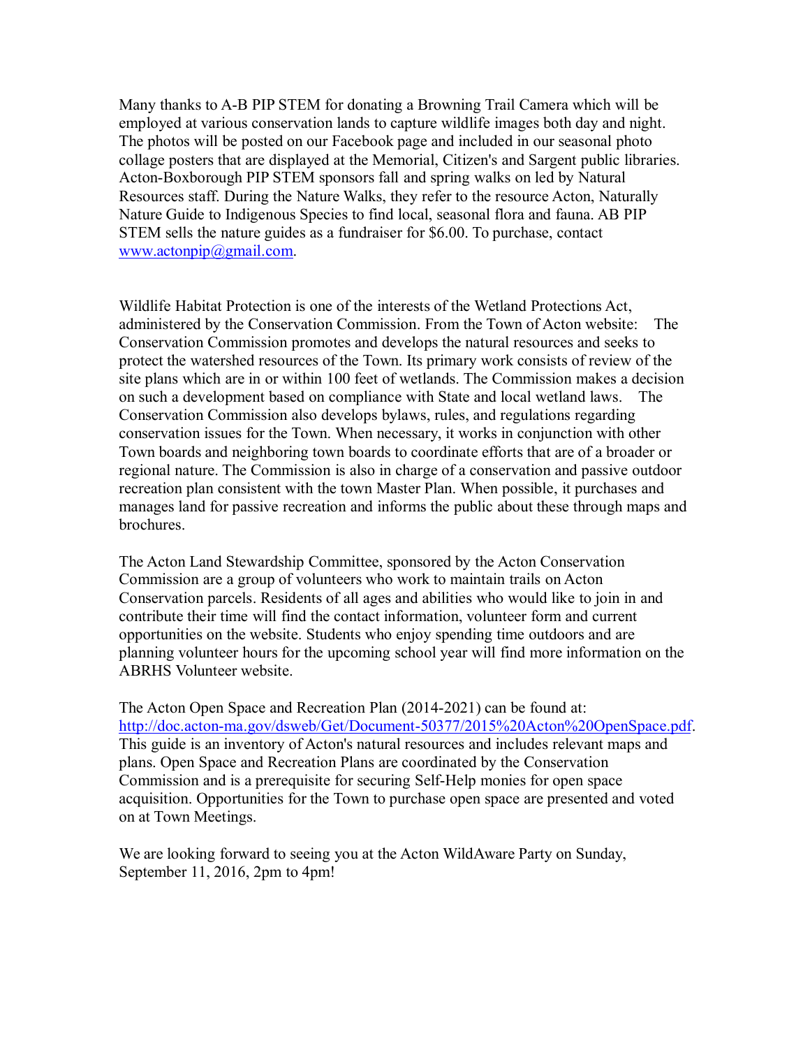Many thanks to A-B PIP STEM for donating a Browning Trail Camera which will be employed at various conservation lands to capture wildlife images both day and night. The photos will be posted on our Facebook page and included in our seasonal photo collage posters that are displayed at the Memorial, Citizen's and Sargent public libraries. Acton-Boxborough PIP STEM sponsors fall and spring walks on led by Natural Resources staff. During the Nature Walks, they refer to the resource Acton, Naturally Nature Guide to Indigenous Species to find local, seasonal flora and fauna. AB PIP STEM sells the nature guides as a fundraiser for $6.00. To purchase, contact [www.actonpip@gmail.com](www.actonpip@gmail.com).

Wildlife Habitat Protection is one of the interests of the Wetland Protections Act, administered by the Conservation Commission. From the Town of Acton website: The Conservation Commission promotes and develops the natural resources and seeks to protect the watershed resources of the Town. Its primary work consists of review of the site plans which are in or within 100 feet of wetlands. The Commission makes a decision on such a development based on compliance with State and local wetland laws. The Conservation Commission also develops bylaws, rules, and regulations regarding conservation issues for the Town. When necessary, it works in conjunction with other Town boards and neighboring town boards to coordinate efforts that are of a broader or regional nature. The Commission is also in charge of a conservation and passive outdoor recreation plan consistent with the town Master Plan. When possible, it purchases and manages land for passive recreation and informs the public about these through maps and brochures.

The Acton Land Stewardship Committee, sponsored by the Acton Conservation Commission are a group of volunteers who work to maintain trails on Acton Conservation parcels. Residents of all ages and abilities who would like to join in and contribute their time will find the contact information, volunteer form and current opportunities on the website. Students who enjoy spending time outdoors and are planning volunteer hours for the upcoming school year will find more information on the ABRHS Volunteer website.

The Acton Open Space and Recreation Plan (2014-2021) can be found at: [http://doc.acton-ma.gov/dsweb/Get/Document-50377/2015%20Acton%20OpenSpace.pdf](http://doc.acton-ma.gov/dsweb/Get/Document-50377/2015%20Acton%20OpenSpace.pdf). This guide is an inventory of Acton's natural resources and includes relevant maps and plans. Open Space and Recreation Plans are coordinated by the Conservation Commission and is a prerequisite for securing Self-Help monies for open space acquisition. Opportunities for the Town to purchase open space are presented and voted on at Town Meetings.

We are looking forward to seeing you at the Acton WildAware Party on Sunday, September 11, 2016, 2pm to 4pm!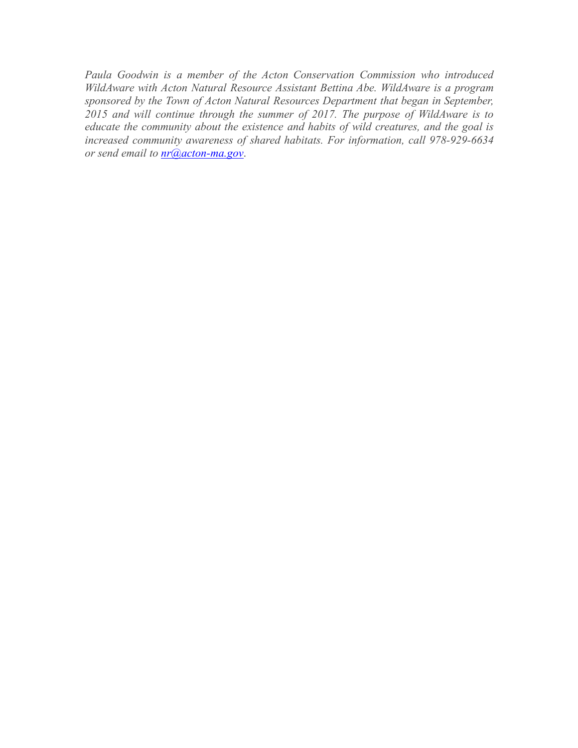*Paula Goodwin is a member of the Acton Conservation Commission who introduced WildAware with Acton Natural Resource Assistant Bettina Abe. WildAware is a program sponsored by the Town of Acton Natural Resources Department that began in September, 2015 and will continue through the summer of 2017. The purpose of WildAware is to educate the community about the existence and habits of wild creatures, and the goal is increased community awareness of shared habitats. For information, call 978-929-6634 or send email to [nr@acton-ma.gov](mailto:nr@acton-ma.gov).*